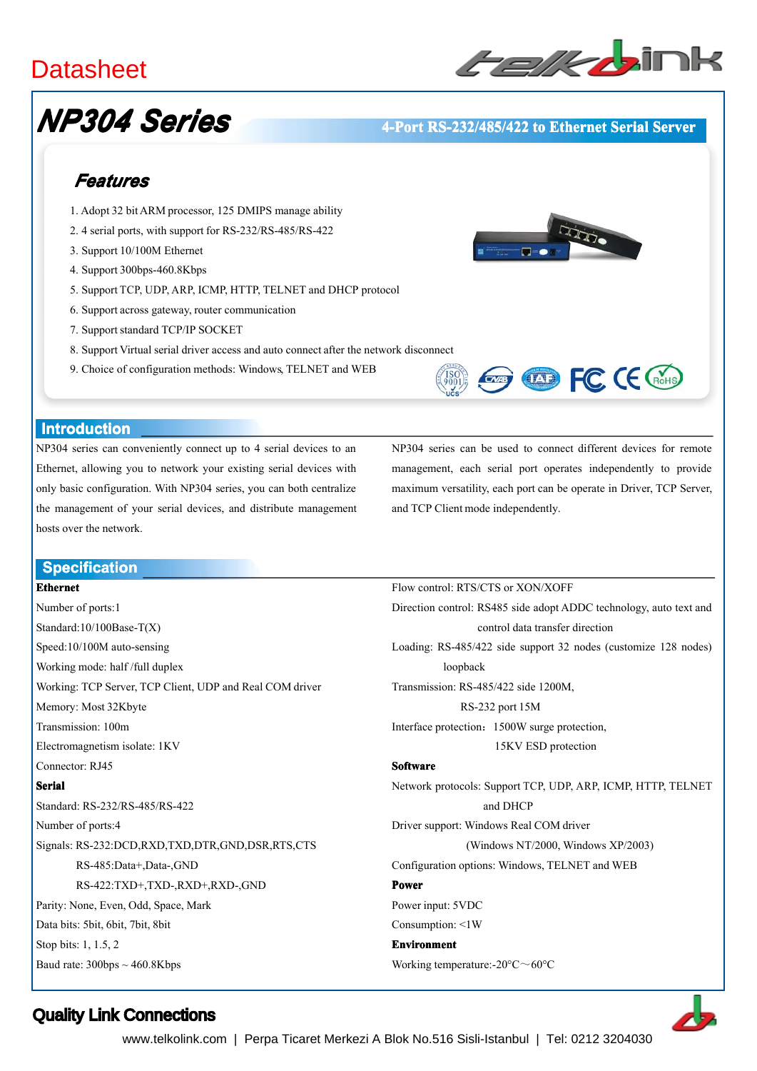Datasheet

# NP304 Series

**4-Port RS-232/485/422 to Ethernet Serial Server**

## Features

1. Adopt 32 bit ARM processor, 125 DMIPS manage ability
2. 4 serial ports, with support for RS-232/RS-485/RS-422
3. Support 10/100M Ethernet
4. Support 300bps-460.8Kbps
5. Support TCP, UDP, ARP, ICMP, HTTP, TELNET and DHCP protocol
6. Support across gateway, router communication
7. Support standard TCP/IP SOCKET
8. Support Virtual serial driver access and auto connect after the network disconnect
9. Choice of configuration methods: Windows, TELNET and WEB

## Introduction

NP304 series can conveniently connect up to 4 serial devices to an Ethernet, allowing you to network your existing serial devices with only basic configuration. With NP304 series, you can both centralize the management of your serial devices, and distribute management hosts over the network.

NP304 series can be used to connect different devices for remote management, each serial port operates independently to provide maximum versatility, each port can be operate in Driver, TCP Server, and TCP Client mode independently.

## Specification

**Ethernet**

Number of ports:1

Standard:10/100Base-T(X)

Speed:10/100M auto-sensing

Working mode: half /full duplex

Working: TCP Server, TCP Client, UDP and Real COM driver

Memory: Most 32Kbyte

Transmission: 100m

Electromagnetism isolate: 1KV

Connector: RJ45

**Serial**

Standard: RS-232/RS-485/RS-422

Number of ports:4

Signals: RS-232:DCD,RXD,TXD,DTR,GND,DSR,RTS,CTS
RS-485:Data+,Data-,GND
RS-422:TXD+,TXD-,RXD+,RXD-,GND

Parity: None, Even, Odd, Space, Mark

Data bits: 5bit, 6bit, 7bit, 8bit

Stop bits: 1, 1.5, 2

Baud rate: 300bps ~ 460.8Kbps

Flow control: RTS/CTS or XON/XOFF

Direction control: RS485 side adopt ADDC technology, auto text and control data transfer direction

Loading: RS-485/422 side support 32 nodes (customize 128 nodes) loopback

Transmission: RS-485/422 side 1200M,
RS-232 port 15M

Interface protection：1500W surge protection,
15KV ESD protection

**Software**

Network protocols: Support TCP, UDP, ARP, ICMP, HTTP, TELNET and DHCP

Driver support: Windows Real COM driver
(Windows NT/2000, Windows XP/2003)

Configuration options: Windows, TELNET and WEB

**Power**

Power input: 5VDC

Consumption: <1W

**Environment**

Working temperature:-20°C～60°C

**Quality Link Connections**

www.telkolink.com | Perpa Ticaret Merkezi A Blok No.516 Sisli-Istanbul | Tel: 0212 3204030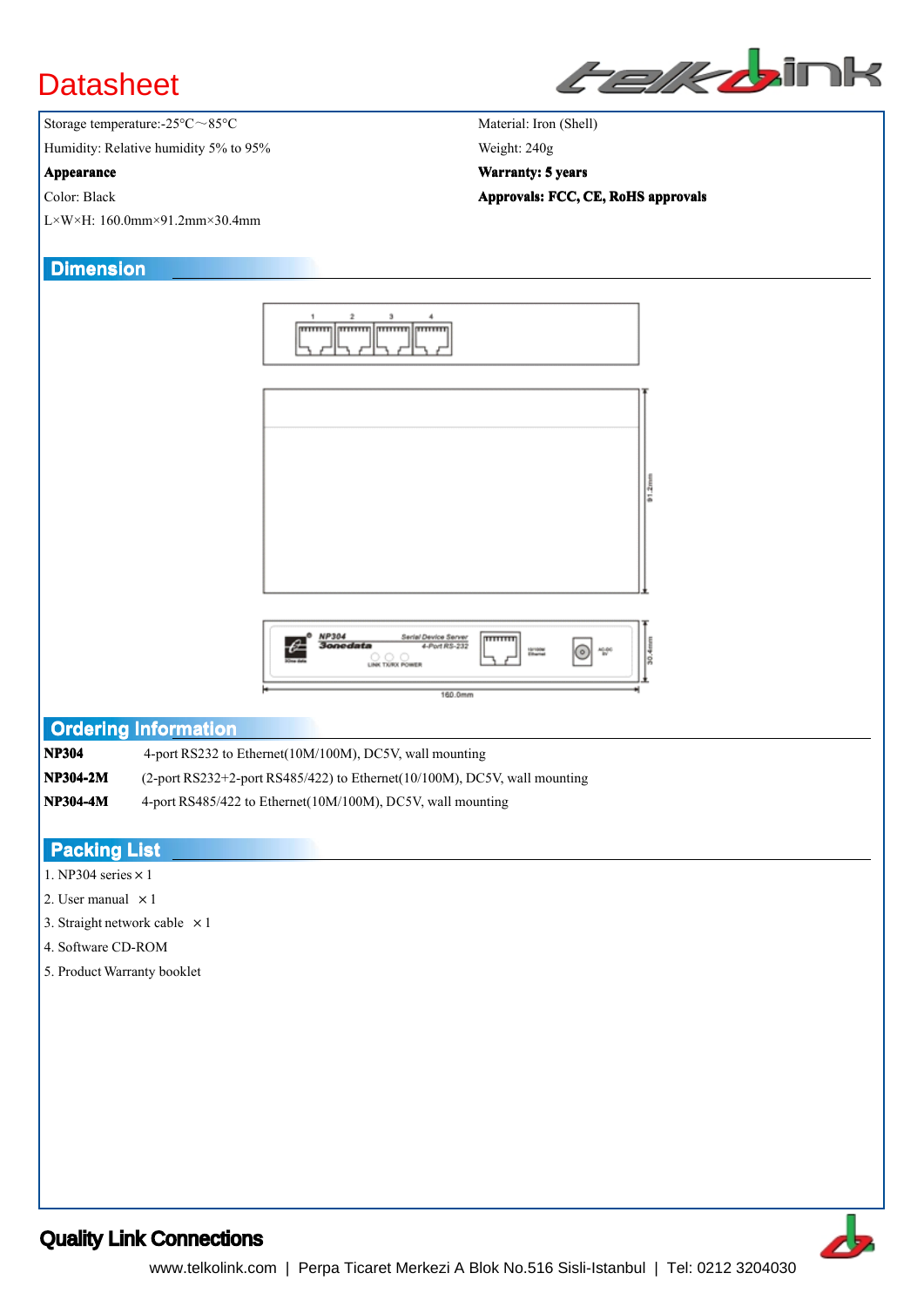# Datasheet

Storage temperature:-25℃～85℃

Humidity: Relative humidity 5% to 95%

**Appearance**

Color: Black

L×W×H: 160.0mm×91.2mm×30.4mm

Material: Iron (Shell)

Weight: 240g

**Warranty: 5 years**

**Approvals: FCC, CE, RoHS approvals**

## Dimension

1 2 3 4

91.2mm

NP304 Serial Device Server 4-Port RS-232

3onedata

LINK TX/RX POWER

10/100M Ethernet

AC-DC 5V

30.4mm

160.0mm

## Ordering Information

**NP304** 4-port RS232 to Ethernet(10M/100M), DC5V, wall mounting

**NP304-2M** (2-port RS232+2-port RS485/422) to Ethernet(10/100M), DC5V, wall mounting

**NP304-4M** 4-port RS485/422 to Ethernet(10M/100M), DC5V, wall mounting

## Packing List

1. NP304 series × 1
2. User manual × 1
3. Straight network cable × 1
4. Software CD-ROM
5. Product Warranty booklet

**Quality Link Connections**

www.telkolink.com | Perpa Ticaret Merkezi A Blok No.516 Sisli-Istanbul | Tel: 0212 3204030